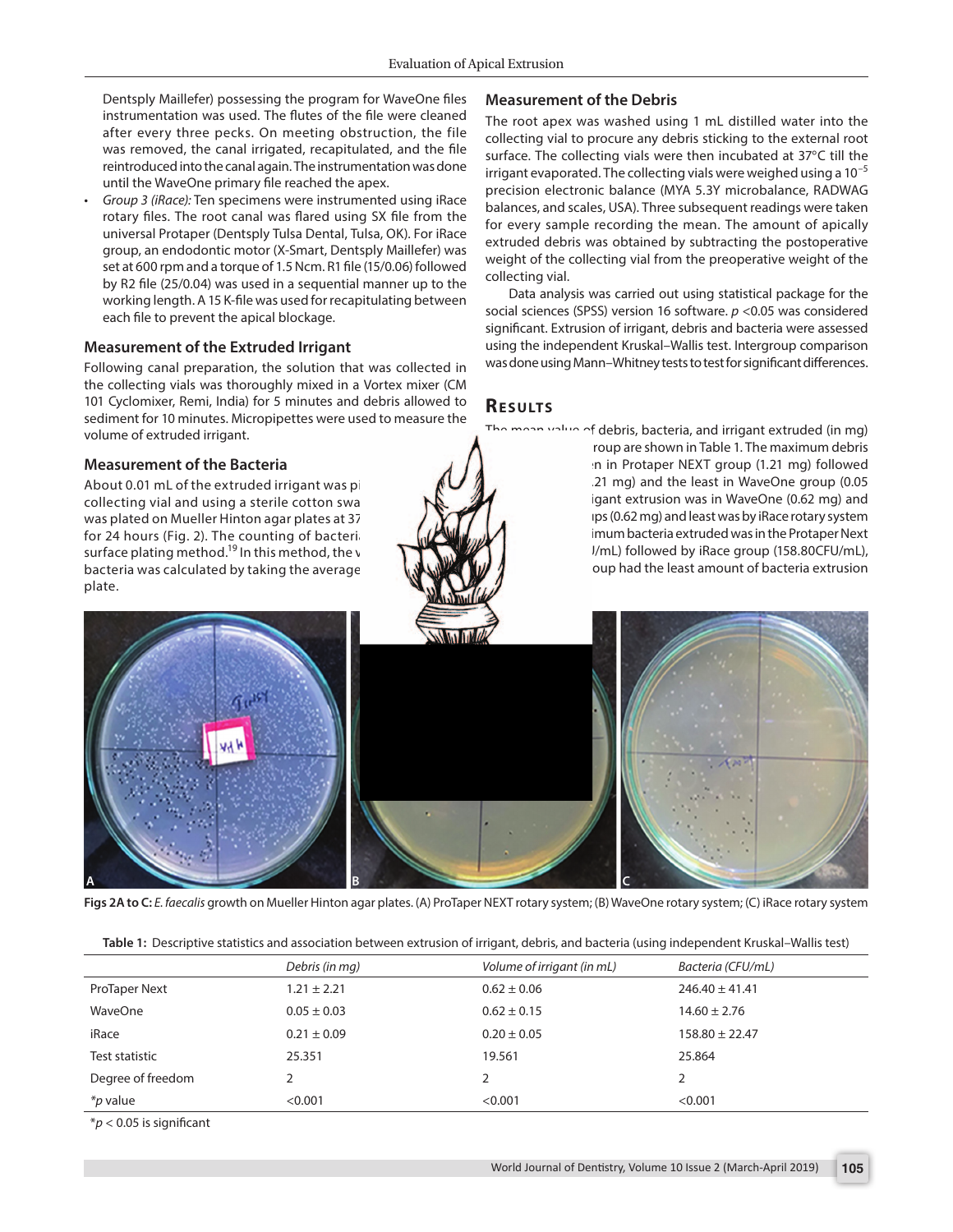Dentsply Maillefer) possessing the program for WaveOne files instrumentation was used. The flutes of the file were cleaned after every three pecks. On meeting obstruction, the file was removed, the canal irrigated, recapitulated, and the file reintroduced into the canal again. The instrumentation was done until the WaveOne primary file reached the apex.

- *Group 3 (iRace):* Ten specimens were instrumented using iRace rotary files. The root canal was flared using SX file from the universal Protaper (Dentsply Tulsa Dental, Tulsa, OK). For iRace group, an endodontic motor (X-Smart, Dentsply Maillefer) was set at 600 rpm and a torque of 1.5 Ncm. R1 file (15/0.06) followed by R2 file (25/0.04) was used in a sequential manner up to the working length. A 15 K-file was used for recapitulating between each file to prevent the apical blockage.

### Measurement of the Extruded Irrigant

Following canal preparation, the solution that was collected in the collecting vials was thoroughly mixed in a Vortex mixer (CM 101 Cyclomixer, Remi, India) for 5 minutes and debris allowed to sediment for 10 minutes. Micropipettes were used to measure the volume of extruded irrigant.

### Measurement of the Bacteria

About 0.01 mL of the extruded irrigant was pi collecting vial and using a sterile cotton swa was plated on Mueller Hinton agar plates at 37 for 24 hours (Fig. 2). The counting of bacteri surface plating method.[19] In this method, the v bacteria was calculated by taking the average plate.

### Measurement of the Debris

The root apex was washed using 1 mL distilled water into the collecting vial to procure any debris sticking to the external root surface. The collecting vials were then incubated at 37°C till the irrigant evaporated. The collecting vials were weighed using a $10^{-5}$ precision electronic balance (MYA 5.3Y microbalance, RADWAG balances, and scales, USA). Three subsequent readings were taken for every sample recording the mean. The amount of apically extruded debris was obtained by subtracting the postoperative weight of the collecting vial from the preoperative weight of the collecting vial.

Data analysis was carried out using statistical package for the social sciences (SPSS) version 16 software. $p$ <0.05 was considered significant. Extrusion of irrigant, debris and bacteria were assessed using the independent Kruskal–Wallis test. Intergroup comparison was done using Mann–Whitney tests to test for significant differences.

## Results

The mean value of debris, bacteria, and irrigant extruded (in mg) roup are shown in Table 1. The maximum debris n in Protaper NEXT group (1.21 mg) followed .21 mg) and the least in WaveOne group (0.05 igant extrusion was in WaveOne (0.62 mg) and ps (0.62 mg) and least was by iRace rotary system imum bacteria extruded was in the Protaper Next /mL) followed by iRace group (158.80CFU/mL), oup had the least amount of bacteria extrusion

**Figs 2A to C:** *E. faecalis* growth on Mueller Hinton agar plates. (A) ProTaper NEXT rotary system; (B) WaveOne rotary system; (C) iRace rotary system

**Table 1:** Descriptive statistics and association between extrusion of irrigant, debris, and bacteria (using independent Kruskal–Wallis test)

| | *Debris (in mg)* | *Volume of irrigant (in mL)* | *Bacteria (CFU/mL)* |
|---|---|---|---|
| ProTaper Next | 1.21 ± 2.21 | 0.62 ± 0.06 | 246.40 ± 41.41 |
| WaveOne | 0.05 ± 0.03 | 0.62 ± 0.15 | 14.60 ± 2.76 |
| iRace | 0.21 ± 0.09 | 0.20 ± 0.05 | 158.80 ± 22.47 |
| Test statistic | 25.351 | 19.561 | 25.864 |
| Degree of freedom | 2 | 2 | 2 |
| **p* value | <0.001 | <0.001 | <0.001 |

*$p$ < 0.05 is significant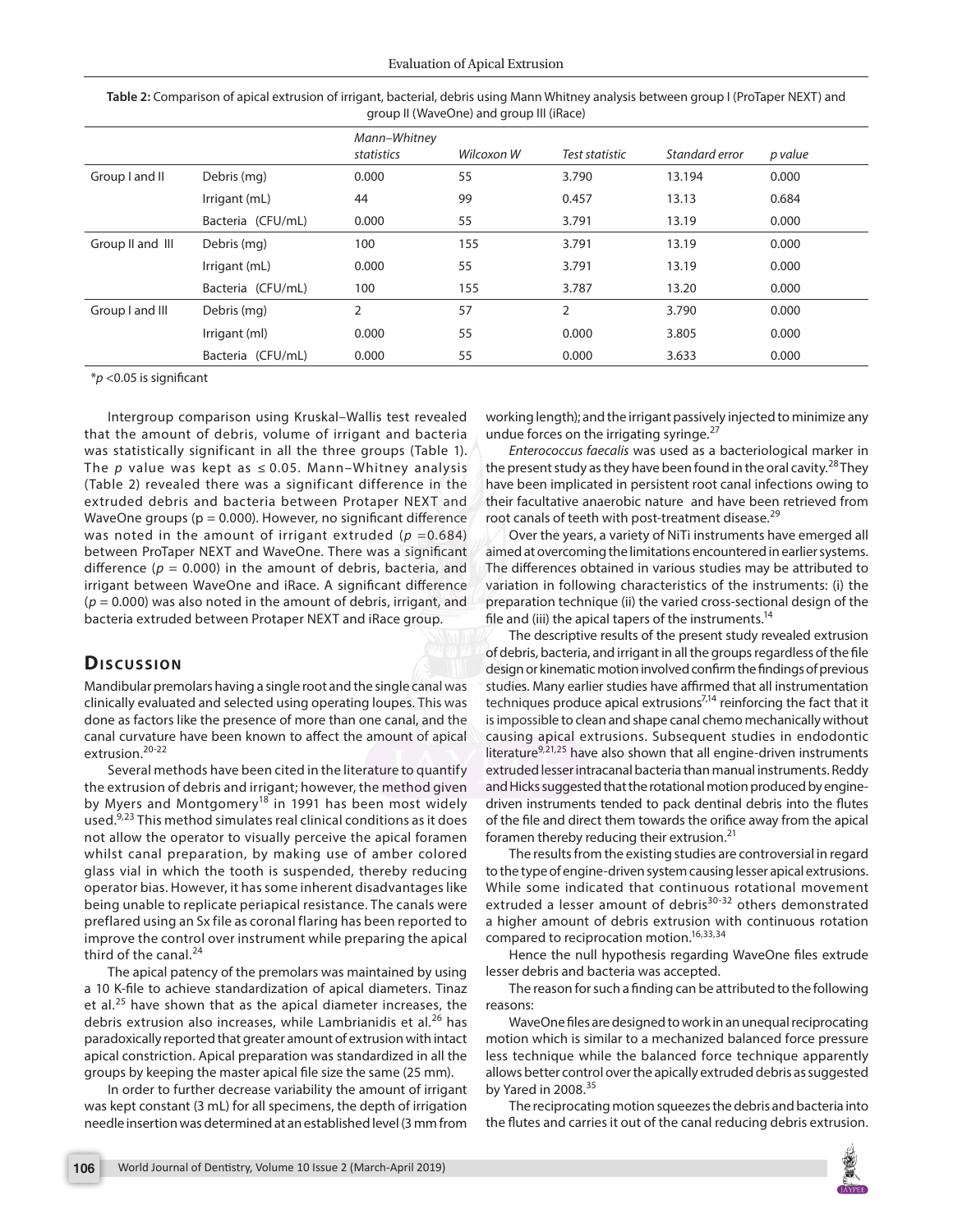**Table 2:** Comparison of apical extrusion of irrigant, bacterial, debris using Mann Whitney analysis between group I (ProTaper NEXT) and group II (WaveOne) and group III (iRace)

| | | *Mann–Whitney statistics* | *Wilcoxon W* | *Test statistic* | *Standard error* | *p value* |
|---|---|---|---|---|---|---|
| Group I and II | Debris (mg) | 0.000 | 55 | 3.790 | 13.194 | 0.000 |
| | Irrigant (mL) | 44 | 99 | 0.457 | 13.13 | 0.684 |
| | Bacteria (CFU/mL) | 0.000 | 55 | 3.791 | 13.19 | 0.000 |
| Group II and III | Debris (mg) | 100 | 155 | 3.791 | 13.19 | 0.000 |
| | Irrigant (mL) | 0.000 | 55 | 3.791 | 13.19 | 0.000 |
| | Bacteria (CFU/mL) | 100 | 155 | 3.787 | 13.20 | 0.000 |
| Group I and III | Debris (mg) | 2 | 57 | 2 | 3.790 | 0.000 |
| | Irrigant (ml) | 0.000 | 55 | 0.000 | 3.805 | 0.000 |
| | Bacteria (CFU/mL) | 0.000 | 55 | 0.000 | 3.633 | 0.000 |

*$p$ <0.05 is significant

Intergroup comparison using Kruskal–Wallis test revealed that the amount of debris, volume of irrigant and bacteria was statistically significant in all the three groups (Table 1). The $p$ value was kept as $\leq 0.05$. Mann–Whitney analysis (Table 2) revealed there was a significant difference in the extruded debris and bacteria between Protaper NEXT and WaveOne groups ($p = 0.000$). However, no significant difference was noted in the amount of irrigant extruded ($p = 0.684$) between ProTaper NEXT and WaveOne. There was a significant difference ($p = 0.000$) in the amount of debris, bacteria, and irrigant between WaveOne and iRace. A significant difference ($p = 0.000$) was also noted in the amount of debris, irrigant, and bacteria extruded between Protaper NEXT and iRace group.

## Discussion

Mandibular premolars having a single root and the single canal was clinically evaluated and selected using operating loupes. This was done as factors like the presence of more than one canal, and the canal curvature have been known to affect the amount of apical extrusion.[20-22]

Several methods have been cited in the literature to quantify the extrusion of debris and irrigant; however, the method given by Myers and Montgomery[18] in 1991 has been most widely used.[9,23] This method simulates real clinical conditions as it does not allow the operator to visually perceive the apical foramen whilst canal preparation, by making use of amber colored glass vial in which the tooth is suspended, thereby reducing operator bias. However, it has some inherent disadvantages like being unable to replicate periapical resistance. The canals were preflared using an Sx file as coronal flaring has been reported to improve the control over instrument while preparing the apical third of the canal.[24]

The apical patency of the premolars was maintained by using a 10 K-file to achieve standardization of apical diameters. Tinaz et al.[25] have shown that as the apical diameter increases, the debris extrusion also increases, while Lambrianidis et al.[26] has paradoxically reported that greater amount of extrusion with intact apical constriction. Apical preparation was standardized in all the groups by keeping the master apical file size the same (25 mm).

In order to further decrease variability the amount of irrigant was kept constant (3 mL) for all specimens, the depth of irrigation needle insertion was determined at an established level (3 mm from working length); and the irrigant passively injected to minimize any undue forces on the irrigating syringe.[27]

*Enterococcus faecalis* was used as a bacteriological marker in the present study as they have been found in the oral cavity.[28] They have been implicated in persistent root canal infections owing to their facultative anaerobic nature and have been retrieved from root canals of teeth with post-treatment disease.[29]

Over the years, a variety of NiTi instruments have emerged all aimed at overcoming the limitations encountered in earlier systems. The differences obtained in various studies may be attributed to variation in following characteristics of the instruments: (i) the preparation technique (ii) the varied cross-sectional design of the file and (iii) the apical tapers of the instruments.[14]

The descriptive results of the present study revealed extrusion of debris, bacteria, and irrigant in all the groups regardless of the file design or kinematic motion involved confirm the findings of previous studies. Many earlier studies have affirmed that all instrumentation techniques produce apical extrusions[7,14] reinforcing the fact that it is impossible to clean and shape canal chemo mechanically without causing apical extrusions. Subsequent studies in endodontic literature[9,21,25] have also shown that all engine-driven instruments extruded lesser intracanal bacteria than manual instruments. Reddy and Hicks suggested that the rotational motion produced by engine-driven instruments tended to pack dentinal debris into the flutes of the file and direct them towards the orifice away from the apical foramen thereby reducing their extrusion.[21]

The results from the existing studies are controversial in regard to the type of engine-driven system causing lesser apical extrusions. While some indicated that continuous rotational movement extruded a lesser amount of debris[30-32] others demonstrated a higher amount of debris extrusion with continuous rotation compared to reciprocation motion.[16,33,34]

Hence the null hypothesis regarding WaveOne files extrude lesser debris and bacteria was accepted.

The reason for such a finding can be attributed to the following reasons:

WaveOne files are designed to work in an unequal reciprocating motion which is similar to a mechanized balanced force pressure less technique while the balanced force technique apparently allows better control over the apically extruded debris as suggested by Yared in 2008.[35]

The reciprocating motion squeezes the debris and bacteria into the flutes and carries it out of the canal reducing debris extrusion.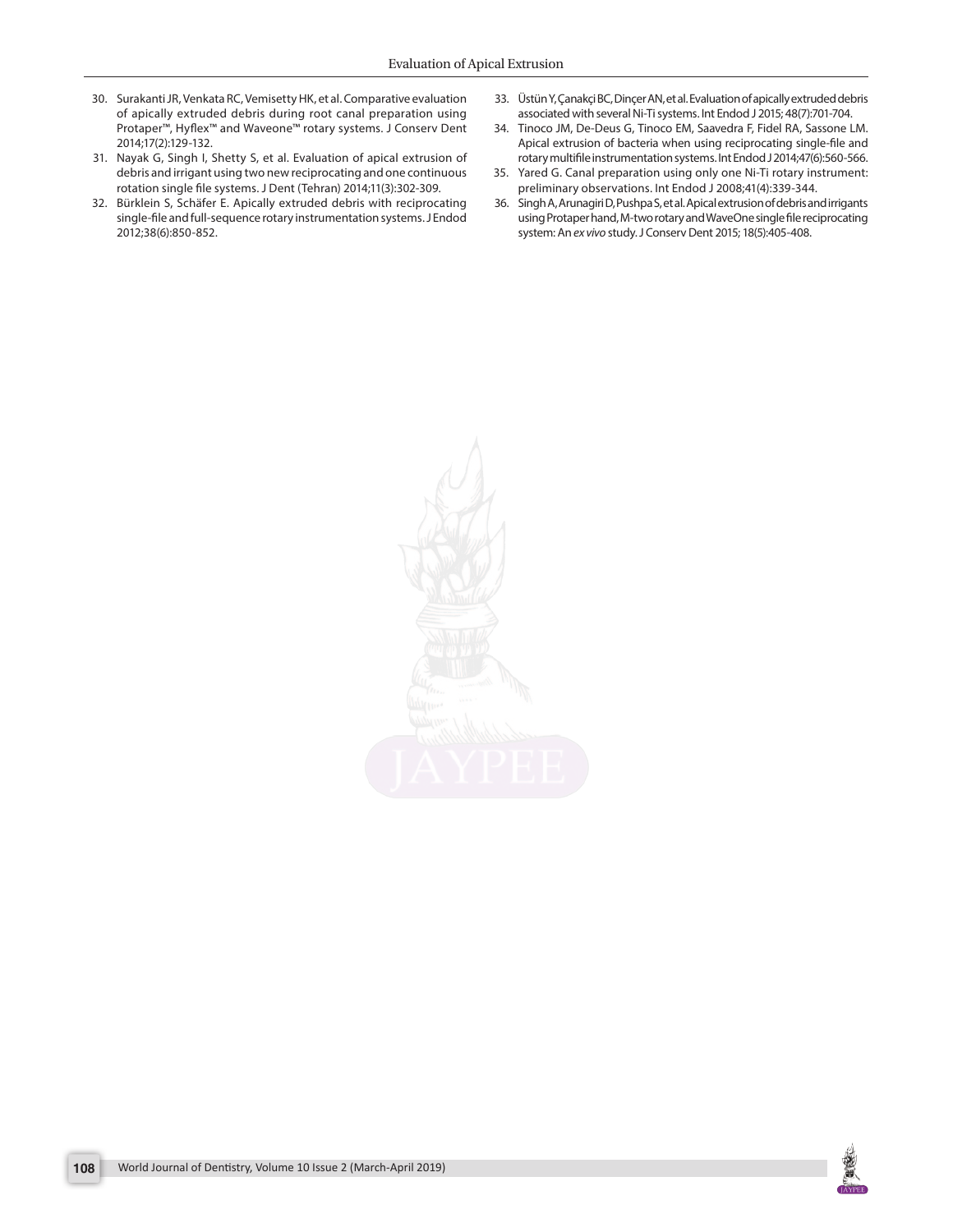30. Surakanti JR, Venkata RC, Vemisetty HK, et al. Comparative evaluation of apically extruded debris during root canal preparation using Protaper™, Hyflex™ and Waveone™ rotary systems. J Conserv Dent 2014;17(2):129-132.
31. Nayak G, Singh I, Shetty S, et al. Evaluation of apical extrusion of debris and irrigant using two new reciprocating and one continuous rotation single file systems. J Dent (Tehran) 2014;11(3):302-309.
32. Bürklein S, Schäfer E. Apically extruded debris with reciprocating single-file and full-sequence rotary instrumentation systems. J Endod 2012;38(6):850-852.
33. Üstün Y, Çanakçi BC, Dinçer AN, et al. Evaluation of apically extruded debris associated with several Ni-Ti systems. Int Endod J 2015; 48(7):701-704.
34. Tinoco JM, De-Deus G, Tinoco EM, Saavedra F, Fidel RA, Sassone LM. Apical extrusion of bacteria when using reciprocating single-file and rotary multifile instrumentation systems. Int Endod J 2014;47(6):560-566.
35. Yared G. Canal preparation using only one Ni-Ti rotary instrument: preliminary observations. Int Endod J 2008;41(4):339-344.
36. Singh A, Arunagiri D, Pushpa S, et al. Apical extrusion of debris and irrigants using Protaper hand, M-two rotary and WaveOne single file reciprocating system: An *ex vivo* study. J Conserv Dent 2015; 18(5):405-408.